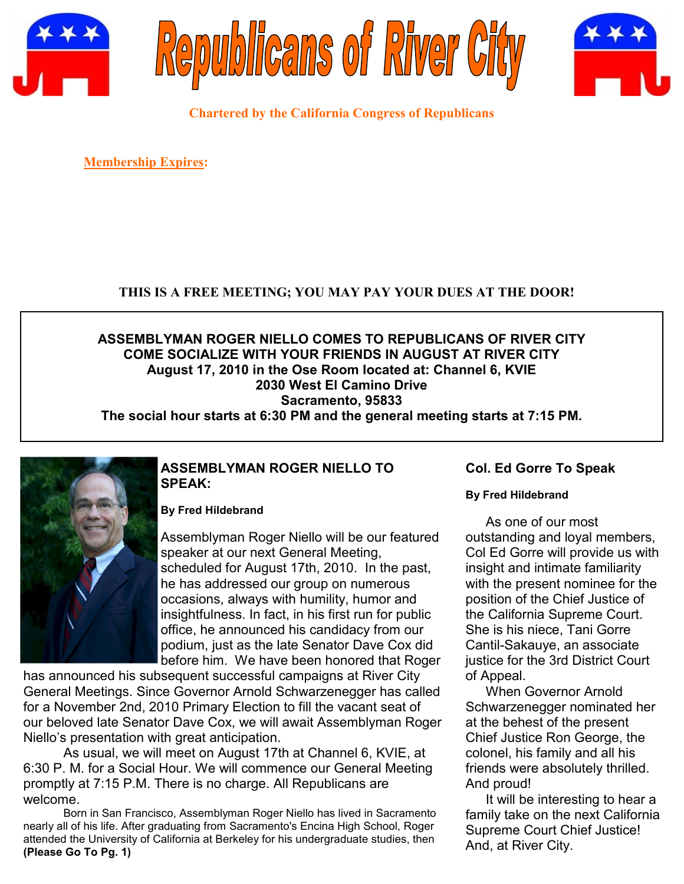# Republicans of River City

**Chartered by the California Congress of Republicans**

**Membership Expires:**

**THIS IS A FREE MEETING; YOU MAY PAY YOUR DUES AT THE DOOR!**

**ASSEMBLYMAN ROGER NIELLO COMES TO REPUBLICANS OF RIVER CITY**
**COME SOCIALIZE WITH YOUR FRIENDS IN AUGUST AT RIVER CITY**
**August 17, 2010 in the Ose Room located at: Channel 6, KVIE**
**2030 West El Camino Drive**
**Sacramento, 95833**
**The social hour starts at 6:30 PM and the general meeting starts at 7:15 PM.**

## ASSEMBLYMAN ROGER NIELLO TO SPEAK:

**By Fred Hildebrand**

Assemblyman Roger Niello will be our featured speaker at our next General Meeting, scheduled for August 17th, 2010. In the past, he has addressed our group on numerous occasions, always with humility, humor and insightfulness. In fact, in his first run for public office, he announced his candidacy from our podium, just as the late Senator Dave Cox did before him. We have been honored that Roger has announced his subsequent successful campaigns at River City General Meetings. Since Governor Arnold Schwarzenegger has called for a November 2nd, 2010 Primary Election to fill the vacant seat of our beloved late Senator Dave Cox, we will await Assemblyman Roger Niello's presentation with great anticipation.

As usual, we will meet on August 17th at Channel 6, KVIE, at 6:30 P. M. for a Social Hour. We will commence our General Meeting promptly at 7:15 P.M. There is no charge. All Republicans are welcome.

Born in San Francisco, Assemblyman Roger Niello has lived in Sacramento nearly all of his life. After graduating from Sacramento's Encina High School, Roger attended the University of California at Berkeley for his undergraduate studies, then **(Please Go To Pg. 1)**

## Col. Ed Gorre To Speak

**By Fred Hildebrand**

As one of our most outstanding and loyal members, Col Ed Gorre will provide us with insight and intimate familiarity with the present nominee for the position of the Chief Justice of the California Supreme Court. She is his niece, Tani Gorre Cantil-Sakauye, an associate justice for the 3rd District Court of Appeal.

When Governor Arnold Schwarzenegger nominated her at the behest of the present Chief Justice Ron George, the colonel, his family and all his friends were absolutely thrilled. And proud!

It will be interesting to hear a family take on the next California Supreme Court Chief Justice! And, at River City.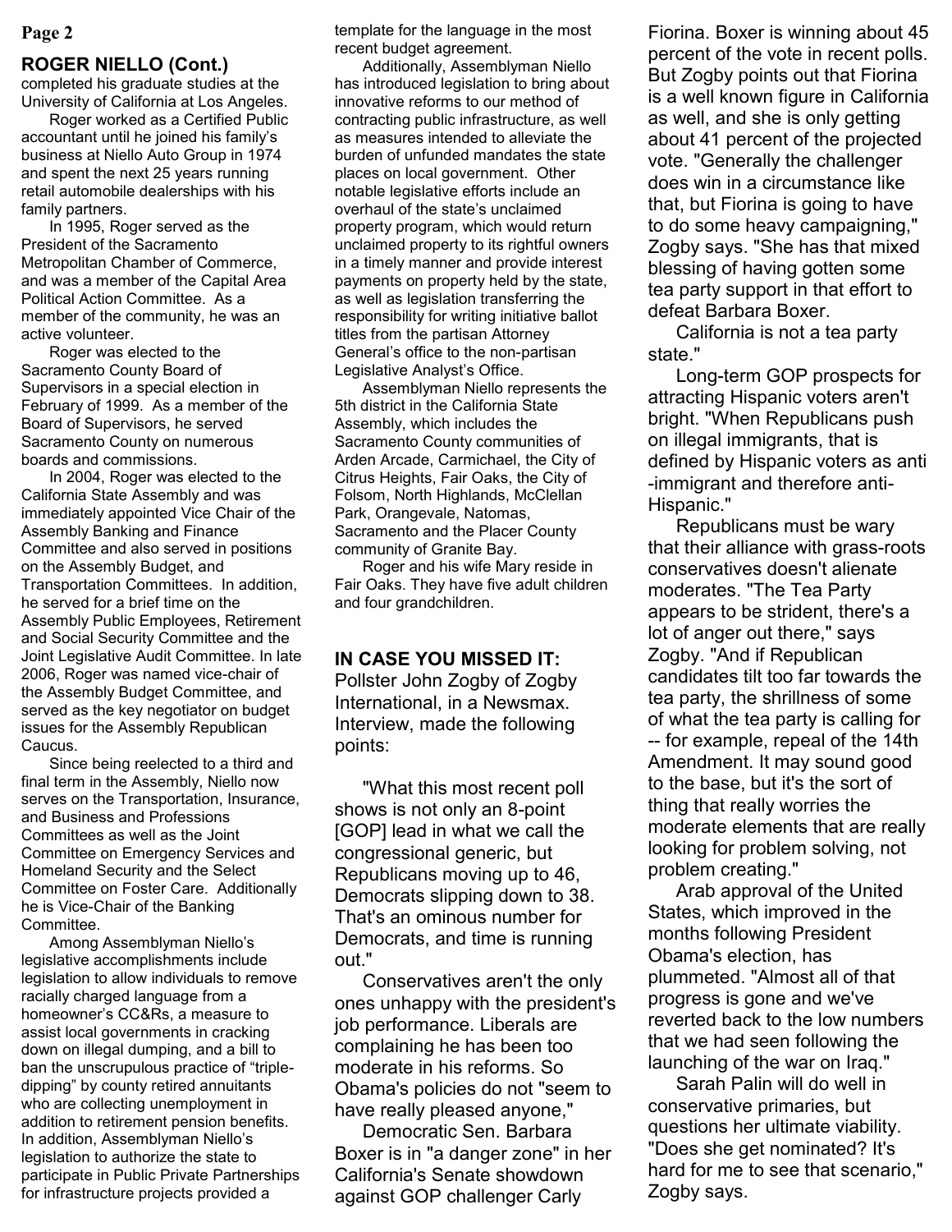## ROGER NIELLO (Cont.)

completed his graduate studies at the University of California at Los Angeles.

Roger worked as a Certified Public accountant until he joined his family's business at Niello Auto Group in 1974 and spent the next 25 years running retail automobile dealerships with his family partners.

In 1995, Roger served as the President of the Sacramento Metropolitan Chamber of Commerce, and was a member of the Capital Area Political Action Committee. As a member of the community, he was an active volunteer.

Roger was elected to the Sacramento County Board of Supervisors in a special election in February of 1999. As a member of the Board of Supervisors, he served Sacramento County on numerous boards and commissions.

In 2004, Roger was elected to the California State Assembly and was immediately appointed Vice Chair of the Assembly Banking and Finance Committee and also served in positions on the Assembly Budget, and Transportation Committees. In addition, he served for a brief time on the Assembly Public Employees, Retirement and Social Security Committee and the Joint Legislative Audit Committee. In late 2006, Roger was named vice-chair of the Assembly Budget Committee, and served as the key negotiator on budget issues for the Assembly Republican Caucus.

Since being reelected to a third and final term in the Assembly, Niello now serves on the Transportation, Insurance, and Business and Professions Committees as well as the Joint Committee on Emergency Services and Homeland Security and the Select Committee on Foster Care. Additionally he is Vice-Chair of the Banking Committee.

Among Assemblyman Niello's legislative accomplishments include legislation to allow individuals to remove racially charged language from a homeowner's CC&Rs, a measure to assist local governments in cracking down on illegal dumping, and a bill to ban the unscrupulous practice of "triple-dipping" by county retired annuitants who are collecting unemployment in addition to retirement pension benefits. In addition, Assemblyman Niello's legislation to authorize the state to participate in Public Private Partnerships for infrastructure projects provided a template for the language in the most recent budget agreement.

Additionally, Assemblyman Niello has introduced legislation to bring about innovative reforms to our method of contracting public infrastructure, as well as measures intended to alleviate the burden of unfunded mandates the state places on local government. Other notable legislative efforts include an overhaul of the state's unclaimed property program, which would return unclaimed property to its rightful owners in a timely manner and provide interest payments on property held by the state, as well as legislation transferring the responsibility for writing initiative ballot titles from the partisan Attorney General's office to the non-partisan Legislative Analyst's Office.

Assemblyman Niello represents the 5th district in the California State Assembly, which includes the Sacramento County communities of Arden Arcade, Carmichael, the City of Citrus Heights, Fair Oaks, the City of Folsom, North Highlands, McClellan Park, Orangevale, Natomas, Sacramento and the Placer County community of Granite Bay.

Roger and his wife Mary reside in Fair Oaks. They have five adult children and four grandchildren.

## IN CASE YOU MISSED IT:

Pollster John Zogby of Zogby International, in a Newsmax. Interview, made the following points:

"What this most recent poll shows is not only an 8-point [GOP] lead in what we call the congressional generic, but Republicans moving up to 46, Democrats slipping down to 38. That's an ominous number for Democrats, and time is running out."

Conservatives aren't the only ones unhappy with the president's job performance. Liberals are complaining he has been too moderate in his reforms. So Obama's policies do not "seem to have really pleased anyone,"

Democratic Sen. Barbara Boxer is in "a danger zone" in her California's Senate showdown against GOP challenger Carly Fiorina. Boxer is winning about 45 percent of the vote in recent polls. But Zogby points out that Fiorina is a well known figure in California as well, and she is only getting about 41 percent of the projected vote. "Generally the challenger does win in a circumstance like that, but Fiorina is going to have to do some heavy campaigning," Zogby says. "She has that mixed blessing of having gotten some tea party support in that effort to defeat Barbara Boxer.

California is not a tea party state."

Long-term GOP prospects for attracting Hispanic voters aren't bright. "When Republicans push on illegal immigrants, that is defined by Hispanic voters as anti-immigrant and therefore anti-Hispanic."

Republicans must be wary that their alliance with grass-roots conservatives doesn't alienate moderates. "The Tea Party appears to be strident, there's a lot of anger out there," says Zogby. "And if Republican candidates tilt too far towards the tea party, the shrillness of some of what the tea party is calling for -- for example, repeal of the 14th Amendment. It may sound good to the base, but it's the sort of thing that really worries the moderate elements that are really looking for problem solving, not problem creating."

Arab approval of the United States, which improved in the months following President Obama's election, has plummeted. "Almost all of that progress is gone and we've reverted back to the low numbers that we had seen following the launching of the war on Iraq."

Sarah Palin will do well in conservative primaries, but questions her ultimate viability. "Does she get nominated? It's hard for me to see that scenario," Zogby says.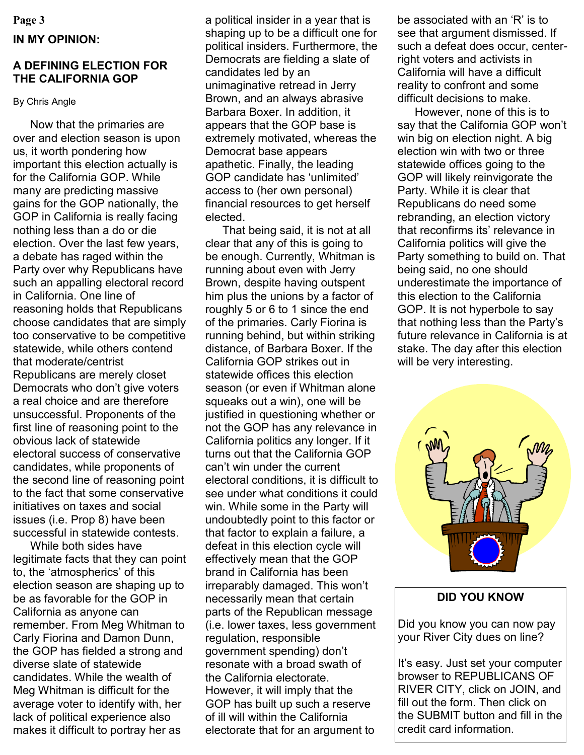**IN MY OPINION:**

## A DEFINING ELECTION FOR THE CALIFORNIA GOP

By Chris Angle

Now that the primaries are over and election season is upon us, it worth pondering how important this election actually is for the California GOP. While many are predicting massive gains for the GOP nationally, the GOP in California is really facing nothing less than a do or die election. Over the last few years, a debate has raged within the Party over why Republicans have such an appalling electoral record in California. One line of reasoning holds that Republicans choose candidates that are simply too conservative to be competitive statewide, while others contend that moderate/centrist Republicans are merely closet Democrats who don't give voters a real choice and are therefore unsuccessful. Proponents of the first line of reasoning point to the obvious lack of statewide electoral success of conservative candidates, while proponents of the second line of reasoning point to the fact that some conservative initiatives on taxes and social issues (i.e. Prop 8) have been successful in statewide contests.

While both sides have legitimate facts that they can point to, the 'atmospherics' of this election season are shaping up to be as favorable for the GOP in California as anyone can remember. From Meg Whitman to Carly Fiorina and Damon Dunn, the GOP has fielded a strong and diverse slate of statewide candidates. While the wealth of Meg Whitman is difficult for the average voter to identify with, her lack of political experience also makes it difficult to portray her as a political insider in a year that is shaping up to be a difficult one for political insiders. Furthermore, the Democrats are fielding a slate of candidates led by an unimaginative retread in Jerry Brown, and an always abrasive Barbara Boxer. In addition, it appears that the GOP base is extremely motivated, whereas the Democrat base appears apathetic. Finally, the leading GOP candidate has 'unlimited' access to (her own personal) financial resources to get herself elected.

That being said, it is not at all clear that any of this is going to be enough. Currently, Whitman is running about even with Jerry Brown, despite having outspent him plus the unions by a factor of roughly 5 or 6 to 1 since the end of the primaries. Carly Fiorina is running behind, but within striking distance, of Barbara Boxer. If the California GOP strikes out in statewide offices this election season (or even if Whitman alone squeaks out a win), one will be justified in questioning whether or not the GOP has any relevance in California politics any longer. If it turns out that the California GOP can't win under the current electoral conditions, it is difficult to see under what conditions it could win. While some in the Party will undoubtedly point to this factor or that factor to explain a failure, a defeat in this election cycle will effectively mean that the GOP brand in California has been irreparably damaged. This won't necessarily mean that certain parts of the Republican message (i.e. lower taxes, less government regulation, responsible government spending) don't resonate with a broad swath of the California electorate. However, it will imply that the GOP has built up such a reserve of ill will within the California electorate that for an argument to be associated with an 'R' is to see that argument dismissed. If such a defeat does occur, center-right voters and activists in California will have a difficult reality to confront and some difficult decisions to make.

However, none of this is to say that the California GOP won't win big on election night. A big election win with two or three statewide offices going to the GOP will likely reinvigorate the Party. While it is clear that Republicans do need some rebranding, an election victory that reconfirms its' relevance in California politics will give the Party something to build on. That being said, no one should underestimate the importance of this election to the California GOP. It is not hyperbole to say that nothing less than the Party's future relevance in California is at stake. The day after this election will be very interesting.

**DID YOU KNOW**

Did you know you can now pay your River City dues on line?

It's easy. Just set your computer browser to REPUBLICANS OF RIVER CITY, click on JOIN, and fill out the form. Then click on the SUBMIT button and fill in the credit card information.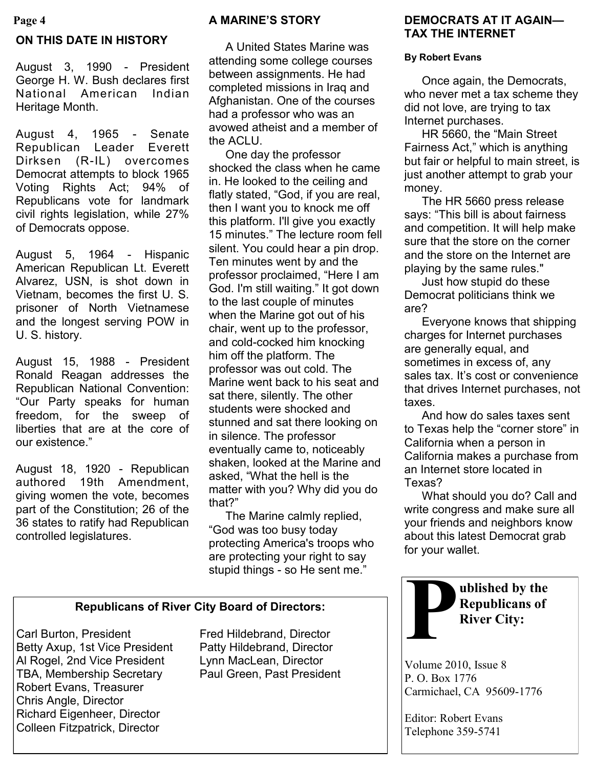## ON THIS DATE IN HISTORY

August 3, 1990 - President George H. W. Bush declares first National American Indian Heritage Month.

August 4, 1965 - Senate Republican Leader Everett Dirksen (R-IL) overcomes Democrat attempts to block 1965 Voting Rights Act; 94% of Republicans vote for landmark civil rights legislation, while 27% of Democrats oppose.

August 5, 1964 - Hispanic American Republican Lt. Everett Alvarez, USN, is shot down in Vietnam, becomes the first U. S. prisoner of North Vietnamese and the longest serving POW in U. S. history.

August 15, 1988 - President Ronald Reagan addresses the Republican National Convention: "Our Party speaks for human freedom, for the sweep of liberties that are at the core of our existence."

August 18, 1920 - Republican authored 19th Amendment, giving women the vote, becomes part of the Constitution; 26 of the 36 states to ratify had Republican controlled legislatures.

## A MARINE'S STORY

A United States Marine was attending some college courses between assignments. He had completed missions in Iraq and Afghanistan. One of the courses had a professor who was an avowed atheist and a member of the ACLU.

One day the professor shocked the class when he came in. He looked to the ceiling and flatly stated, "God, if you are real, then I want you to knock me off this platform. I'll give you exactly 15 minutes." The lecture room fell silent. You could hear a pin drop. Ten minutes went by and the professor proclaimed, "Here I am God. I'm still waiting." It got down to the last couple of minutes when the Marine got out of his chair, went up to the professor, and cold-cocked him knocking him off the platform. The professor was out cold. The Marine went back to his seat and sat there, silently. The other students were shocked and stunned and sat there looking on in silence. The professor eventually came to, noticeably shaken, looked at the Marine and asked, "What the hell is the matter with you? Why did you do that?"

The Marine calmly replied, "God was too busy today protecting America's troops who are protecting your right to say stupid things - so He sent me."

## DEMOCRATS AT IT AGAIN—TAX THE INTERNET

**By Robert Evans**

Once again, the Democrats, who never met a tax scheme they did not love, are trying to tax Internet purchases.

HR 5660, the "Main Street Fairness Act," which is anything but fair or helpful to main street, is just another attempt to grab your money.

The HR 5660 press release says: "This bill is about fairness and competition. It will help make sure that the store on the corner and the store on the Internet are playing by the same rules."

Just how stupid do these Democrat politicians think we are?

Everyone knows that shipping charges for Internet purchases are generally equal, and sometimes in excess of, any sales tax. It's cost or convenience that drives Internet purchases, not taxes.

And how do sales taxes sent to Texas help the "corner store" in California when a person in California makes a purchase from an Internet store located in Texas?

What should you do? Call and write congress and make sure all your friends and neighbors know about this latest Democrat grab for your wallet.

### Republicans of River City Board of Directors:

Carl Burton, President
Betty Axup, 1st Vice President
Al Rogel, 2nd Vice President
TBA, Membership Secretary
Robert Evans, Treasurer
Chris Angle, Director
Richard Eigenheer, Director
Colleen Fitzpatrick, Director
Fred Hildebrand, Director
Patty Hildebrand, Director
Lynn MacLean, Director
Paul Green, Past President

**Published by the Republicans of River City:**

Volume 2010, Issue 8
P. O. Box 1776
Carmichael, CA 95609-1776

Editor: Robert Evans
Telephone 359-5741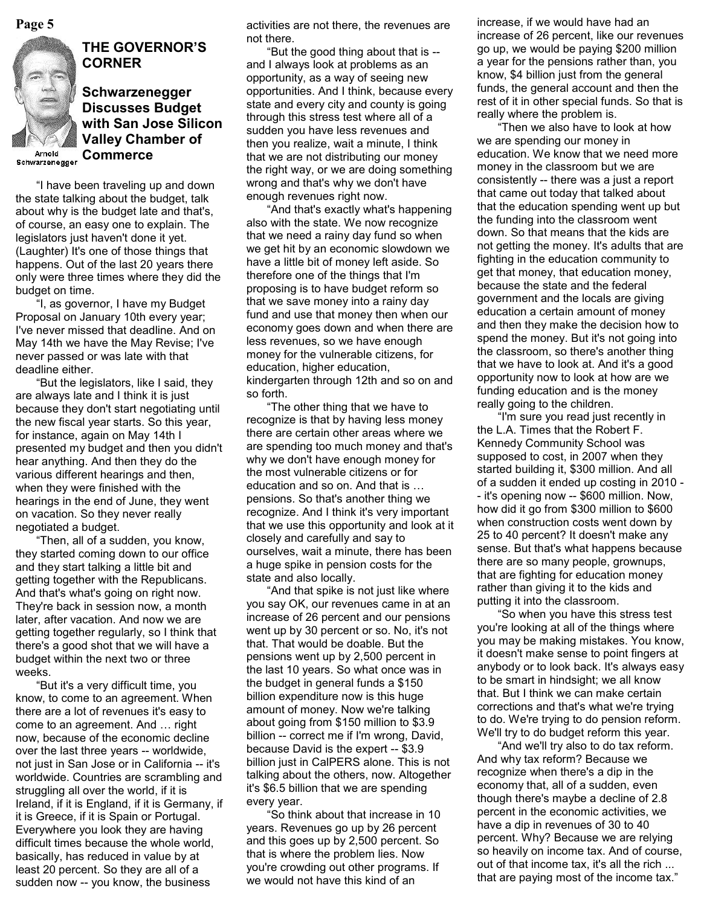## THE GOVERNOR'S CORNER

### Schwarzenegger Discusses Budget with San Jose Silicon Valley Chamber of Commerce

Arnold Schwarzenegger

"I have been traveling up and down the state talking about the budget, talk about why is the budget late and that's, of course, an easy one to explain. The legislators just haven't done it yet. (Laughter) It's one of those things that happens. Out of the last 20 years there only were three times where they did the budget on time.

"I, as governor, I have my Budget Proposal on January 10th every year; I've never missed that deadline. And on May 14th we have the May Revise; I've never passed or was late with that deadline either.

"But the legislators, like I said, they are always late and I think it is just because they don't start negotiating until the new fiscal year starts. So this year, for instance, again on May 14th I presented my budget and then you didn't hear anything. And then they do the various different hearings and then, when they were finished with the hearings in the end of June, they went on vacation. So they never really negotiated a budget.

"Then, all of a sudden, you know, they started coming down to our office and they start talking a little bit and getting together with the Republicans. And that's what's going on right now. They're back in session now, a month later, after vacation. And now we are getting together regularly, so I think that there's a good shot that we will have a budget within the next two or three weeks.

"But it's a very difficult time, you know, to come to an agreement. When there are a lot of revenues it's easy to come to an agreement. And … right now, because of the economic decline over the last three years -- worldwide, not just in San Jose or in California -- it's worldwide. Countries are scrambling and struggling all over the world, if it is Ireland, if it is England, if it is Germany, if it is Greece, if it is Spain or Portugal. Everywhere you look they are having difficult times because the whole world, basically, has reduced in value by at least 20 percent. So they are all of a sudden now -- you know, the business activities are not there, the revenues are not there.

"But the good thing about that is -- and I always look at problems as an opportunity, as a way of seeing new opportunities. And I think, because every state and every city and county is going through this stress test where all of a sudden you have less revenues and then you realize, wait a minute, I think that we are not distributing our money the right way, or we are doing something wrong and that's why we don't have enough revenues right now.

"And that's exactly what's happening also with the state. We now recognize that we need a rainy day fund so when we get hit by an economic slowdown we have a little bit of money left aside. So therefore one of the things that I'm proposing is to have budget reform so that we save money into a rainy day fund and use that money then when our economy goes down and when there are less revenues, so we have enough money for the vulnerable citizens, for education, higher education, kindergarten through 12th and so on and so forth.

"The other thing that we have to recognize is that by having less money there are certain other areas where we are spending too much money and that's why we don't have enough money for the most vulnerable citizens or for education and so on. And that is … pensions. So that's another thing we recognize. And I think it's very important that we use this opportunity and look at it closely and carefully and say to ourselves, wait a minute, there has been a huge spike in pension costs for the state and also locally.

"And that spike is not just like where you say OK, our revenues came in at an increase of 26 percent and our pensions went up by 30 percent or so. No, it's not that. That would be doable. But the pensions went up by 2,500 percent in the last 10 years. So what once was in the budget in general funds a $150 billion expenditure now is this huge amount of money. Now we're talking about going from $150 million to $3.9 billion -- correct me if I'm wrong, David, because David is the expert -- $3.9 billion just in CalPERS alone. This is not talking about the others, now. Altogether it's $6.5 billion that we are spending every year.

"So think about that increase in 10 years. Revenues go up by 26 percent and this goes up by 2,500 percent. So that is where the problem lies. Now you're crowding out other programs. If we would not have this kind of an increase, if we would have had an increase of 26 percent, like our revenues go up, we would be paying $200 million a year for the pensions rather than, you know, $4 billion just from the general funds, the general account and then the rest of it in other special funds. So that is really where the problem is.

"Then we also have to look at how we are spending our money in education. We know that we need more money in the classroom but we are consistently -- there was a just a report that came out today that talked about that the education spending went up but the funding into the classroom went down. So that means that the kids are not getting the money. It's adults that are fighting in the education community to get that money, that education money, because the state and the federal government and the locals are giving education a certain amount of money and then they make the decision how to spend the money. But it's not going into the classroom, so there's another thing that we have to look at. And it's a good opportunity now to look at how are we funding education and is the money really going to the children.

"I'm sure you read just recently in the L.A. Times that the Robert F. Kennedy Community School was supposed to cost, in 2007 when they started building it, $300 million. And all of a sudden it ended up costing in 2010 -- it's opening now -- $600 million. Now, how did it go from $300 million to $600 when construction costs went down by 25 to 40 percent? It doesn't make any sense. But that's what happens because there are so many people, grownups, that are fighting for education money rather than giving it to the kids and putting it into the classroom.

"So when you have this stress test you're looking at all of the things where you may be making mistakes. You know, it doesn't make sense to point fingers at anybody or to look back. It's always easy to be smart in hindsight; we all know that. But I think we can make certain corrections and that's what we're trying to do. We're trying to do pension reform. We'll try to do budget reform this year.

"And we'll try also to do tax reform. And why tax reform? Because we recognize when there's a dip in the economy that, all of a sudden, even though there's maybe a decline of 2.8 percent in the economic activities, we have a dip in revenues of 30 to 40 percent. Why? Because we are relying so heavily on income tax. And of course, out of that income tax, it's all the rich ... that are paying most of the income tax."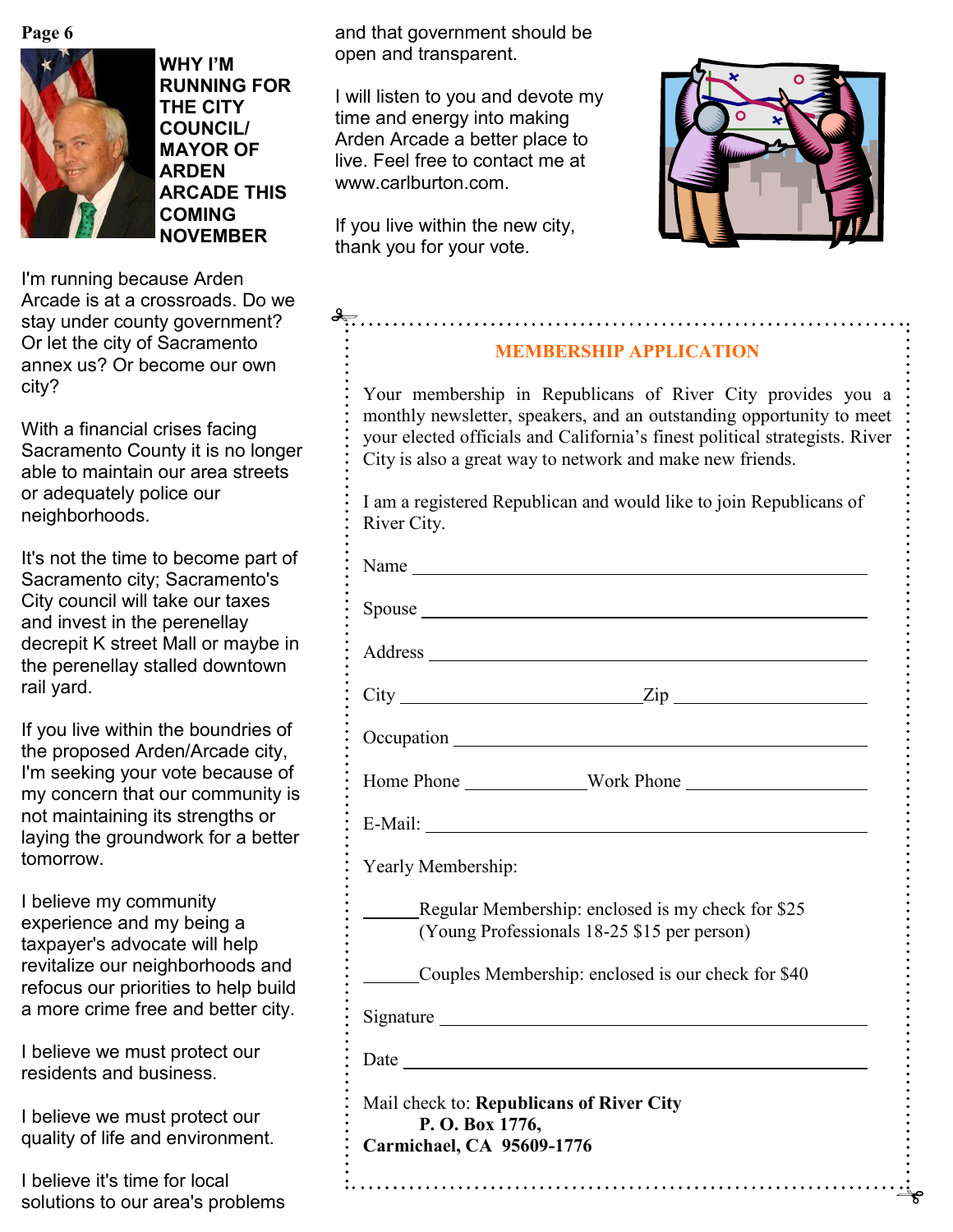## WHY I'M RUNNING FOR THE CITY COUNCIL/ MAYOR OF ARDEN ARCADE THIS COMING NOVEMBER

I'm running because Arden Arcade is at a crossroads. Do we stay under county government? Or let the city of Sacramento annex us? Or become our own city?

With a financial crises facing Sacramento County it is no longer able to maintain our area streets or adequately police our neighborhoods.

It's not the time to become part of Sacramento city; Sacramento's City council will take our taxes and invest in the perenellay decrepit K street Mall or maybe in the perenellay stalled downtown rail yard.

If you live within the boundries of the proposed Arden/Arcade city, I'm seeking your vote because of my concern that our community is not maintaining its strengths or laying the groundwork for a better tomorrow.

I believe my community experience and my being a taxpayer's advocate will help revitalize our neighborhoods and refocus our priorities to help build a more crime free and better city.

I believe we must protect our residents and business.

I believe we must protect our quality of life and environment.

I believe it's time for local solutions to our area's problems and that government should be open and transparent.

I will listen to you and devote my time and energy into making Arden Arcade a better place to live. Feel free to contact me at www.carlburton.com.

If you live within the new city, thank you for your vote.

---

### MEMBERSHIP APPLICATION

Your membership in Republicans of River City provides you a monthly newsletter, speakers, and an outstanding opportunity to meet your elected officials and California's finest political strategists. River City is also a great way to network and make new friends.

I am a registered Republican and would like to join Republicans of River City.

Name ______________________________

Spouse ______________________________

Address ______________________________

City ____________________ Zip ______________

Occupation ______________________________

Home Phone ____________ Work Phone ______________

E-Mail: ______________________________

Yearly Membership:

______ Regular Membership: enclosed is my check for $25 (Young Professionals 18-25 $15 per person)

______ Couples Membership: enclosed is our check for $40

Signature ______________________________

Date ______________________________

Mail check to: **Republicans of River City**
**P. O. Box 1776,**
**Carmichael, CA 95609-1776**